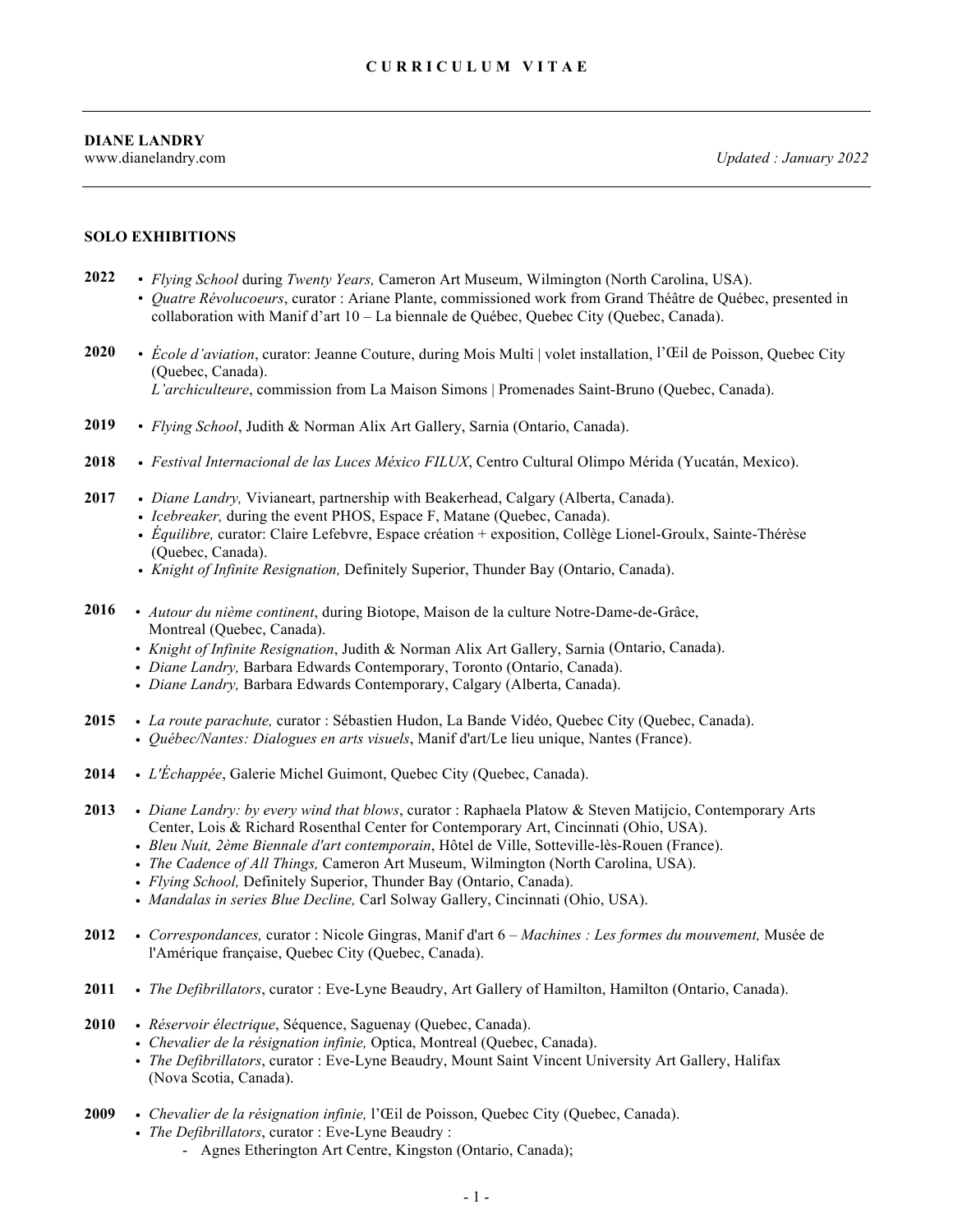# CURRICULUM VITAE

**DIANE LANDRY**
www.dianelandry.com

*Updated : January 2022*

## SOLO EXHIBITIONS

**2022**
- *Flying School* during *Twenty Years,* Cameron Art Museum, Wilmington (North Carolina, USA).
- *Quatre Révolucoeurs*, curator : Ariane Plante, commissioned work from Grand Théâtre de Québec, presented in collaboration with Manif d'art 10 – La biennale de Québec, Quebec City (Quebec, Canada).

**2020**
- *École d'aviation*, curator: Jeanne Couture, during Mois Multi | volet installation, l'Œil de Poisson, Quebec City (Quebec, Canada).
  *L'archiculteure*, commission from La Maison Simons | Promenades Saint-Bruno (Quebec, Canada).

**2019**
- *Flying School*, Judith & Norman Alix Art Gallery, Sarnia (Ontario, Canada).

**2018**
- *Festival Internacional de las Luces México FILUX*, Centro Cultural Olimpo Mérida (Yucatán, Mexico).

**2017**
- *Diane Landry,* Vivianeart, partnership with Beakerhead, Calgary (Alberta, Canada).
- *Icebreaker,* during the event PHOS, Espace F, Matane (Quebec, Canada).
- *Équilibre,* curator: Claire Lefebvre, Espace création + exposition, Collège Lionel-Groulx, Sainte-Thérèse (Quebec, Canada).
- *Knight of Infinite Resignation,* Definitely Superior, Thunder Bay (Ontario, Canada).

**2016**
- *Autour du nième continent*, during Biotope, Maison de la culture Notre-Dame-de-Grâce, Montreal (Quebec, Canada).
- *Knight of Infinite Resignation*, Judith & Norman Alix Art Gallery, Sarnia (Ontario, Canada).
- *Diane Landry,* Barbara Edwards Contemporary, Toronto (Ontario, Canada).
- *Diane Landry,* Barbara Edwards Contemporary, Calgary (Alberta, Canada).

**2015**
- *La route parachute,* curator : Sébastien Hudon, La Bande Vidéo, Quebec City (Quebec, Canada).
- *Québec/Nantes: Dialogues en arts visuels*, Manif d'art/Le lieu unique, Nantes (France).

**2014**
- *L'Échappée*, Galerie Michel Guimont, Quebec City (Quebec, Canada).

**2013**
- *Diane Landry: by every wind that blows*, curator : Raphaela Platow & Steven Matijcio, Contemporary Arts Center, Lois & Richard Rosenthal Center for Contemporary Art, Cincinnati (Ohio, USA).
- *Bleu Nuit, 2ème Biennale d'art contemporain*, Hôtel de Ville, Sotteville-lès-Rouen (France).
- *The Cadence of All Things,* Cameron Art Museum, Wilmington (North Carolina, USA).
- *Flying School,* Definitely Superior, Thunder Bay (Ontario, Canada).
- *Mandalas in series Blue Decline,* Carl Solway Gallery, Cincinnati (Ohio, USA).

**2012**
- *Correspondances,* curator : Nicole Gingras, Manif d'art 6 – *Machines : Les formes du mouvement,* Musée de l'Amérique française, Quebec City (Quebec, Canada).

**2011**
- *The Defibrillators*, curator : Eve-Lyne Beaudry, Art Gallery of Hamilton, Hamilton (Ontario, Canada).

**2010**
- *Réservoir électrique*, Séquence, Saguenay (Quebec, Canada).
- *Chevalier de la résignation infinie,* Optica, Montreal (Quebec, Canada).
- *The Defibrillators*, curator : Eve-Lyne Beaudry, Mount Saint Vincent University Art Gallery, Halifax (Nova Scotia, Canada).

**2009**
- *Chevalier de la résignation infinie,* l'Œil de Poisson, Quebec City (Quebec, Canada).
- *The Defibrillators*, curator : Eve-Lyne Beaudry :
  - Agnes Etherington Art Centre, Kingston (Ontario, Canada);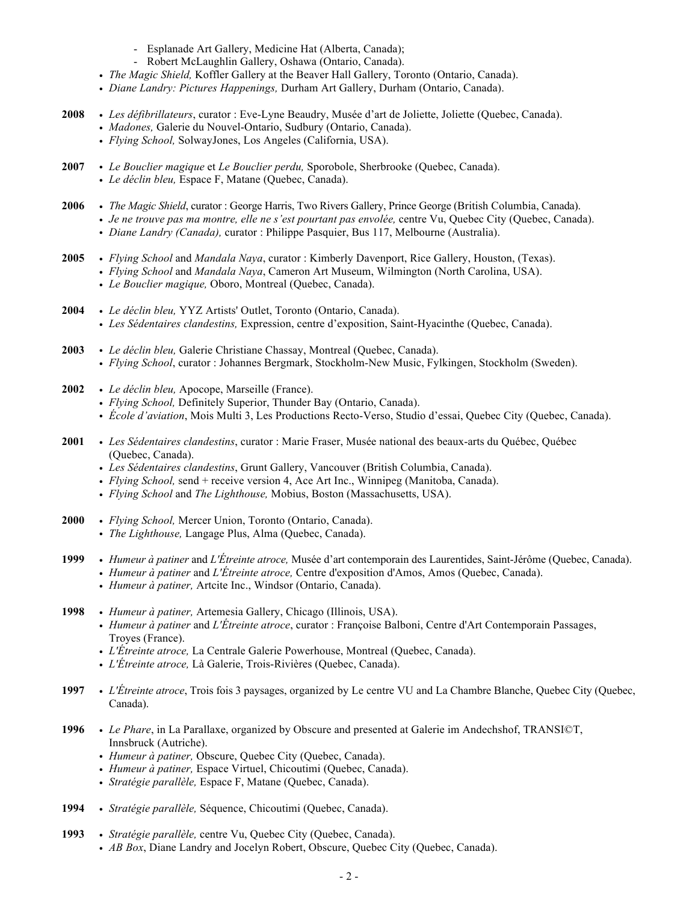- Esplanade Art Gallery, Medicine Hat (Alberta, Canada);
  - Robert McLaughlin Gallery, Oshawa (Ontario, Canada).
- *The Magic Shield,* Koffler Gallery at the Beaver Hall Gallery, Toronto (Ontario, Canada).
- *Diane Landry: Pictures Happenings,* Durham Art Gallery, Durham (Ontario, Canada).

**2008**
- *Les défibrillateurs*, curator : Eve-Lyne Beaudry, Musée d'art de Joliette, Joliette (Quebec, Canada).
- *Madones,* Galerie du Nouvel-Ontario, Sudbury (Ontario, Canada).
- *Flying School,* SolwayJones, Los Angeles (California, USA).

**2007**
- *Le Bouclier magique* et *Le Bouclier perdu,* Sporobole, Sherbrooke (Quebec, Canada).
- *Le déclin bleu,* Espace F, Matane (Quebec, Canada).

**2006**
- *The Magic Shield*, curator : George Harris, Two Rivers Gallery, Prince George (British Columbia, Canada).
- *Je ne trouve pas ma montre, elle ne s'est pourtant pas envolée,* centre Vu, Quebec City (Quebec, Canada).
- *Diane Landry (Canada),* curator : Philippe Pasquier, Bus 117, Melbourne (Australia).

**2005**
- *Flying School* and *Mandala Naya*, curator : Kimberly Davenport, Rice Gallery, Houston, (Texas).
- *Flying School* and *Mandala Naya*, Cameron Art Museum, Wilmington (North Carolina, USA).
- *Le Bouclier magique,* Oboro, Montreal (Quebec, Canada).

**2004**
- *Le déclin bleu,* YYZ Artists' Outlet, Toronto (Ontario, Canada).
- *Les Sédentaires clandestins,* Expression, centre d'exposition, Saint-Hyacinthe (Quebec, Canada).

**2003**
- *Le déclin bleu,* Galerie Christiane Chassay, Montreal (Quebec, Canada).
- *Flying School*, curator : Johannes Bergmark, Stockholm-New Music, Fylkingen, Stockholm (Sweden).

**2002**
- *Le déclin bleu,* Apocope, Marseille (France).
- *Flying School,* Definitely Superior, Thunder Bay (Ontario, Canada).
- *École d'aviation*, Mois Multi 3, Les Productions Recto-Verso, Studio d'essai, Quebec City (Quebec, Canada).

**2001**
- *Les Sédentaires clandestins*, curator : Marie Fraser, Musée national des beaux-arts du Québec, Québec (Quebec, Canada).
- *Les Sédentaires clandestins*, Grunt Gallery, Vancouver (British Columbia, Canada).
- *Flying School,* send + receive version 4, Ace Art Inc., Winnipeg (Manitoba, Canada).
- *Flying School* and *The Lighthouse,* Mobius, Boston (Massachusetts, USA).

**2000**
- *Flying School,* Mercer Union, Toronto (Ontario, Canada).
- *The Lighthouse,* Langage Plus, Alma (Quebec, Canada).

**1999**
- *Humeur à patiner* and *L'Étreinte atroce,* Musée d'art contemporain des Laurentides, Saint-Jérôme (Quebec, Canada).
- *Humeur à patiner* and *L'Étreinte atroce,* Centre d'exposition d'Amos, Amos (Quebec, Canada).
- *Humeur à patiner,* Artcite Inc., Windsor (Ontario, Canada).

**1998**
- *Humeur à patiner,* Artemesia Gallery, Chicago (Illinois, USA).
- *Humeur à patiner* and *L'Étreinte atroce*, curator : Françoise Balboni, Centre d'Art Contemporain Passages, Troyes (France).
- *L'Étreinte atroce,* La Centrale Galerie Powerhouse, Montreal (Quebec, Canada).
- *L'Étreinte atroce,* Là Galerie, Trois-Rivières (Quebec, Canada).

**1997**
- *L'Étreinte atroce*, Trois fois 3 paysages, organized by Le centre VU and La Chambre Blanche, Quebec City (Quebec, Canada).

**1996**
- *Le Phare*, in La Parallaxe, organized by Obscure and presented at Galerie im Andechshof, TRANSI©T, Innsbruck (Autriche).
- *Humeur à patiner,* Obscure, Quebec City (Quebec, Canada).
- *Humeur à patiner,* Espace Virtuel, Chicoutimi (Quebec, Canada).
- *Stratégie parallèle,* Espace F, Matane (Quebec, Canada).

**1994**
- *Stratégie parallèle,* Séquence, Chicoutimi (Quebec, Canada).

**1993**
- *Stratégie parallèle,* centre Vu, Quebec City (Quebec, Canada).
- *AB Box*, Diane Landry and Jocelyn Robert, Obscure, Quebec City (Quebec, Canada).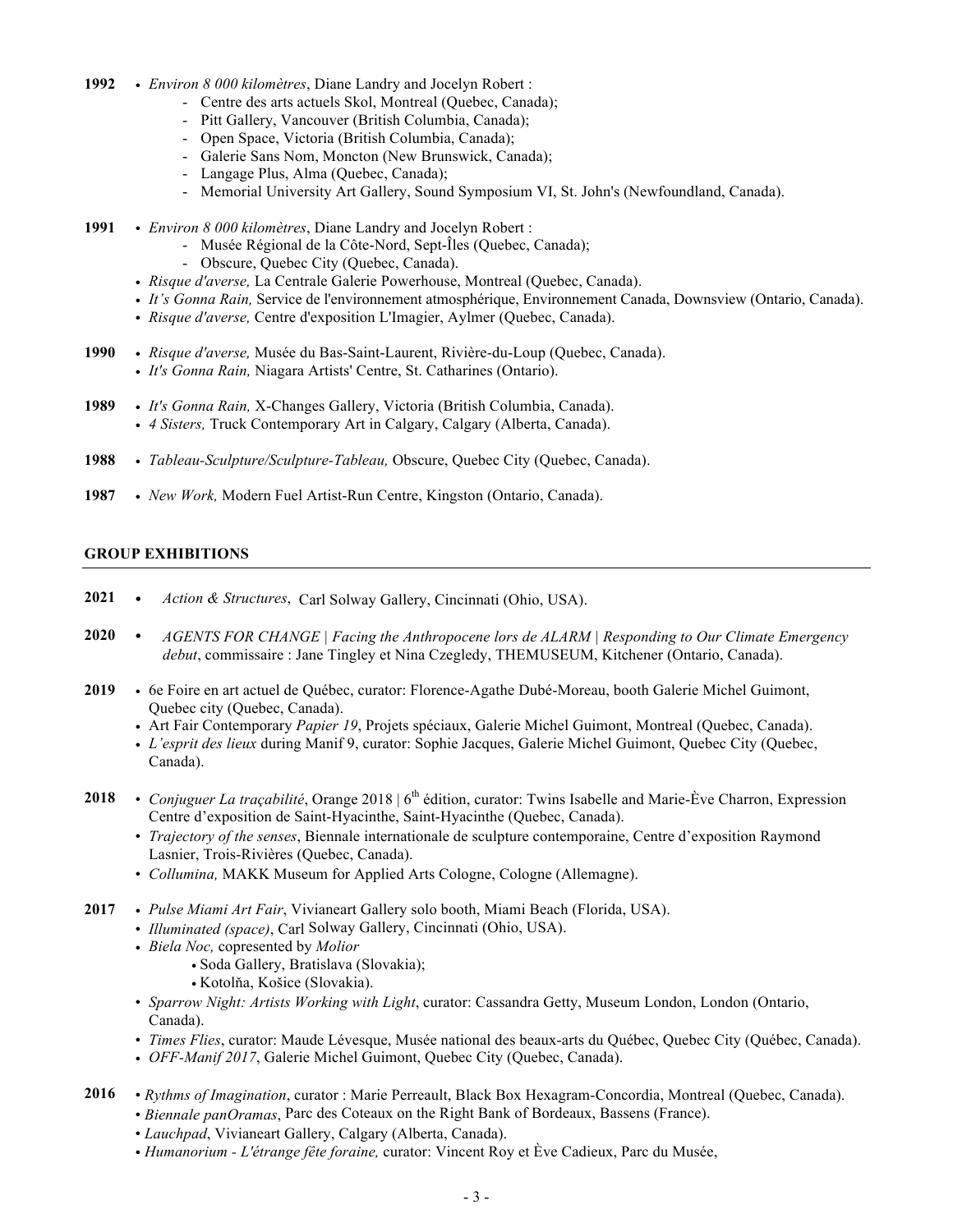**1992**
- *Environ 8 000 kilomètres*, Diane Landry and Jocelyn Robert :
  - Centre des arts actuels Skol, Montreal (Quebec, Canada);
  - Pitt Gallery, Vancouver (British Columbia, Canada);
  - Open Space, Victoria (British Columbia, Canada);
  - Galerie Sans Nom, Moncton (New Brunswick, Canada);
  - Langage Plus, Alma (Quebec, Canada);
  - Memorial University Art Gallery, Sound Symposium VI, St. John's (Newfoundland, Canada).

**1991**
- *Environ 8 000 kilomètres*, Diane Landry and Jocelyn Robert :
  - Musée Régional de la Côte-Nord, Sept-Îles (Quebec, Canada);
  - Obscure, Quebec City (Quebec, Canada).
- *Risque d'averse,* La Centrale Galerie Powerhouse, Montreal (Quebec, Canada).
- *It's Gonna Rain,* Service de l'environnement atmosphérique, Environnement Canada, Downsview (Ontario, Canada).
- *Risque d'averse,* Centre d'exposition L'Imagier, Aylmer (Quebec, Canada).

**1990**
- *Risque d'averse,* Musée du Bas-Saint-Laurent, Rivière-du-Loup (Quebec, Canada).
- *It's Gonna Rain,* Niagara Artists' Centre, St. Catharines (Ontario).

**1989**
- *It's Gonna Rain,* X-Changes Gallery, Victoria (British Columbia, Canada).
- *4 Sisters,* Truck Contemporary Art in Calgary, Calgary (Alberta, Canada).

**1988**
- *Tableau-Sculpture/Sculpture-Tableau,* Obscure, Quebec City (Quebec, Canada).

**1987**
- *New Work,* Modern Fuel Artist-Run Centre, Kingston (Ontario, Canada).

## GROUP EXHIBITIONS

**2021**
- *Action & Structures*, Carl Solway Gallery, Cincinnati (Ohio, USA).

**2020**
- *AGENTS FOR CHANGE | Facing the Anthropocene lors de ALARM | Responding to Our Climate Emergency debut*, commissaire : Jane Tingley et Nina Czegledy, THEMUSEUM, Kitchener (Ontario, Canada).

**2019**
- 6e Foire en art actuel de Québec, curator: Florence-Agathe Dubé-Moreau, booth Galerie Michel Guimont, Quebec city (Quebec, Canada).
- Art Fair Contemporary *Papier 19*, Projets spéciaux, Galerie Michel Guimont, Montreal (Quebec, Canada).
- *L'esprit des lieux* during Manif 9, curator: Sophie Jacques, Galerie Michel Guimont, Quebec City (Quebec, Canada).

**2018**
- *Conjuguer La traçabilité*, Orange 2018 | 6th édition, curator: Twins Isabelle and Marie-Ève Charron, Expression Centre d'exposition de Saint-Hyacinthe, Saint-Hyacinthe (Quebec, Canada).
- *Trajectory of the senses*, Biennale internationale de sculpture contemporaine, Centre d'exposition Raymond Lasnier, Trois-Rivières (Quebec, Canada).
- *Collumina,* MAKK Museum for Applied Arts Cologne, Cologne (Allemagne).

**2017**
- *Pulse Miami Art Fair*, Vivianeart Gallery solo booth, Miami Beach (Florida, USA).
- *Illuminated (space)*, Carl Solway Gallery, Cincinnati (Ohio, USA).
- *Biela Noc,* copresented by *Molior*
  - Soda Gallery, Bratislava (Slovakia);
  - Kotolňa, Košice (Slovakia).
- *Sparrow Night: Artists Working with Light*, curator: Cassandra Getty, Museum London, London (Ontario, Canada).
- *Times Flies*, curator: Maude Lévesque, Musée national des beaux-arts du Québec, Quebec City (Québec, Canada).
- *OFF-Manif 2017*, Galerie Michel Guimont, Quebec City (Quebec, Canada).

**2016**
- *Rythms of Imagination*, curator : Marie Perreault, Black Box Hexagram-Concordia, Montreal (Quebec, Canada).
- *Biennale panOramas*, Parc des Coteaux on the Right Bank of Bordeaux, Bassens (France).
- *Lauchpad*, Vivianeart Gallery, Calgary (Alberta, Canada).
- *Humanorium - L'étrange fête foraine,* curator: Vincent Roy et Ève Cadieux, Parc du Musée,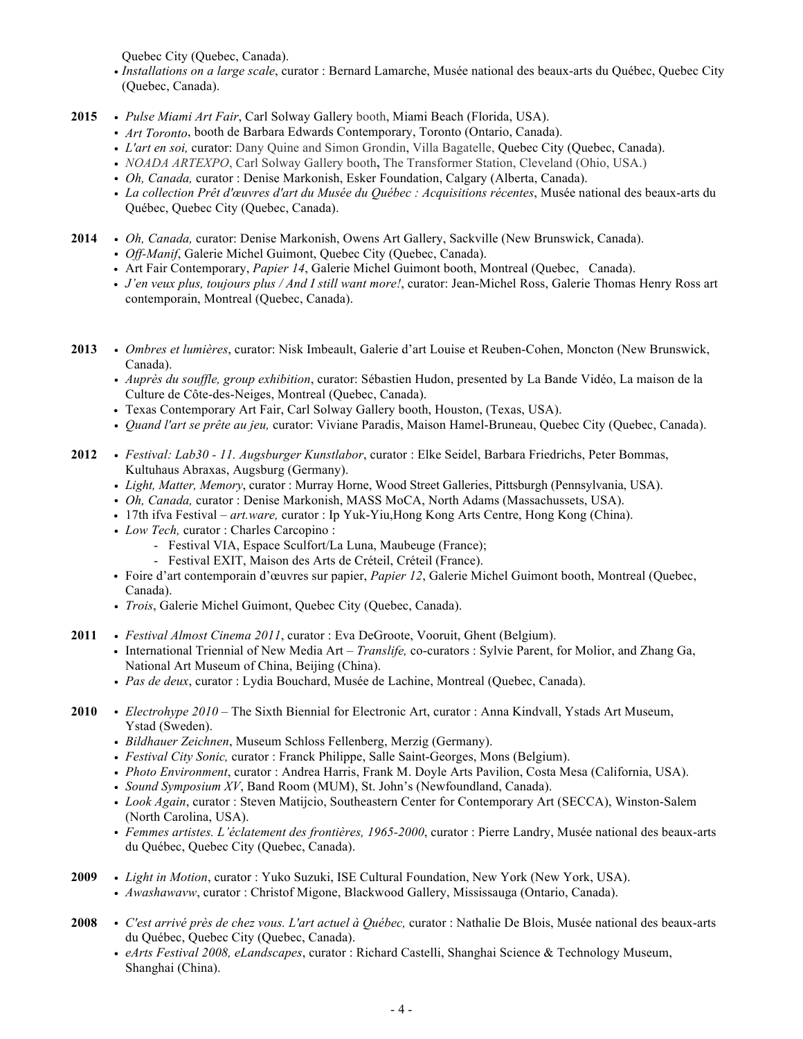Quebec City (Quebec, Canada).

- *Installations on a large scale*, curator : Bernard Lamarche, Musée national des beaux-arts du Québec, Quebec City (Quebec, Canada).

**2015**
- *Pulse Miami Art Fair*, Carl Solway Gallery booth, Miami Beach (Florida, USA).
- *Art Toronto*, booth de Barbara Edwards Contemporary, Toronto (Ontario, Canada).
- *L'art en soi,* curator: Dany Quine and Simon Grondin, Villa Bagatelle, Quebec City (Quebec, Canada).
- *NOADA ARTEXPO*, Carl Solway Gallery booth**,** The Transformer Station, Cleveland (Ohio, USA.)
- *Oh, Canada,* curator : Denise Markonish, Esker Foundation, Calgary (Alberta, Canada).
- *La collection Prêt d'œuvres d'art du Musée du Québec : Acquisitions récentes*, Musée national des beaux-arts du Québec, Quebec City (Quebec, Canada).

**2014**
- *Oh, Canada,* curator: Denise Markonish, Owens Art Gallery, Sackville (New Brunswick, Canada).
- *Off-Manif*, Galerie Michel Guimont, Quebec City (Quebec, Canada).
- Art Fair Contemporary, *Papier 14*, Galerie Michel Guimont booth, Montreal (Quebec, Canada).
- *J'en veux plus, toujours plus / And I still want more!*, curator: Jean-Michel Ross, Galerie Thomas Henry Ross art contemporain, Montreal (Quebec, Canada).

**2013**
- *Ombres et lumières*, curator: Nisk Imbeault, Galerie d'art Louise et Reuben-Cohen, Moncton (New Brunswick, Canada).
- *Auprès du souffle, group exhibition*, curator: Sébastien Hudon, presented by La Bande Vidéo, La maison de la Culture de Côte-des-Neiges, Montreal (Quebec, Canada).
- Texas Contemporary Art Fair, Carl Solway Gallery booth, Houston, (Texas, USA).
- *Quand l'art se prête au jeu,* curator: Viviane Paradis, Maison Hamel-Bruneau, Quebec City (Quebec, Canada).

**2012**
- *Festival: Lab30 - 11. Augsburger Kunstlabor*, curator : Elke Seidel, Barbara Friedrichs, Peter Bommas, Kultuhaus Abraxas, Augsburg (Germany).
- *Light, Matter, Memory*, curator : Murray Horne, Wood Street Galleries, Pittsburgh (Pennsylvania, USA).
- *Oh, Canada,* curator : Denise Markonish, MASS MoCA, North Adams (Massachussets, USA).
- 17th ifva Festival – *art.ware,* curator : Ip Yuk-Yiu,Hong Kong Arts Centre, Hong Kong (China).
- *Low Tech,* curator : Charles Carcopino :
  - Festival VIA, Espace Sculfort/La Luna, Maubeuge (France);
  - Festival EXIT, Maison des Arts de Créteil, Créteil (France).
- Foire d'art contemporain d'œuvres sur papier, *Papier 12*, Galerie Michel Guimont booth, Montreal (Quebec, Canada).
- *Trois*, Galerie Michel Guimont, Quebec City (Quebec, Canada).

**2011**
- *Festival Almost Cinema 2011*, curator : Eva DeGroote, Vooruit, Ghent (Belgium).
- International Triennial of New Media Art – *Translife,* co-curators : Sylvie Parent, for Molior, and Zhang Ga, National Art Museum of China, Beijing (China).
- *Pas de deux*, curator : Lydia Bouchard, Musée de Lachine, Montreal (Quebec, Canada).

**2010**
- *Electrohype 2010* – The Sixth Biennial for Electronic Art, curator : Anna Kindvall, Ystads Art Museum, Ystad (Sweden).
- *Bildhauer Zeichnen*, Museum Schloss Fellenberg, Merzig (Germany).
- *Festival City Sonic,* curator : Franck Philippe, Salle Saint-Georges, Mons (Belgium).
- *Photo Environment*, curator : Andrea Harris, Frank M. Doyle Arts Pavilion, Costa Mesa (California, USA).
- *Sound Symposium XV*, Band Room (MUM), St. John's (Newfoundland, Canada).
- *Look Again*, curator : Steven Matijcio, Southeastern Center for Contemporary Art (SECCA), Winston-Salem (North Carolina, USA).
- *Femmes artistes. L'éclatement des frontières, 1965-2000*, curator : Pierre Landry, Musée national des beaux-arts du Québec, Quebec City (Quebec, Canada).

**2009**
- *Light in Motion*, curator : Yuko Suzuki, ISE Cultural Foundation, New York (New York, USA).
- *Awashawavw*, curator : Christof Migone, Blackwood Gallery, Mississauga (Ontario, Canada).

**2008**
- *C'est arrivé près de chez vous. L'art actuel à Québec,* curator : Nathalie De Blois, Musée national des beaux-arts du Québec, Quebec City (Quebec, Canada).
- *eArts Festival 2008, eLandscapes*, curator : Richard Castelli, Shanghai Science & Technology Museum, Shanghai (China).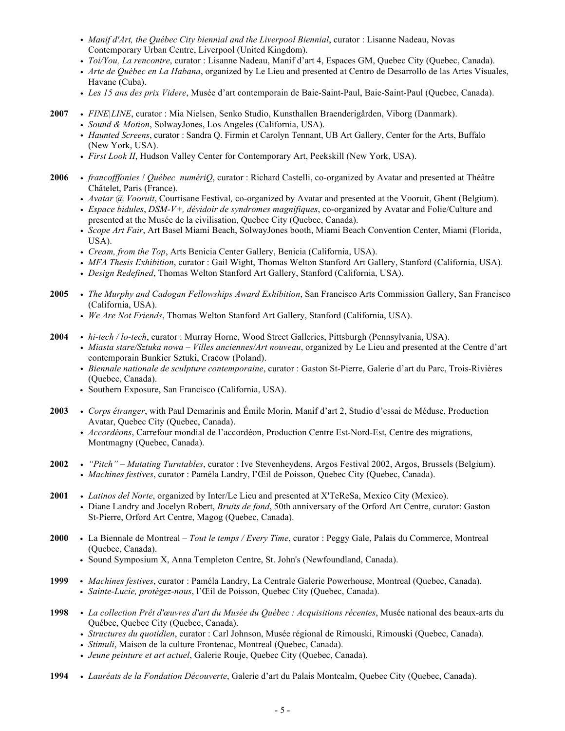- *Manif d'Art, the Québec City biennial and the Liverpool Biennial*, curator : Lisanne Nadeau, Novas Contemporary Urban Centre, Liverpool (United Kingdom).
- *Toi/You, La rencontre*, curator : Lisanne Nadeau, Manif d'art 4, Espaces GM, Quebec City (Quebec, Canada).
- *Arte de Québec en La Habana*, organized by Le Lieu and presented at Centro de Desarrollo de las Artes Visuales, Havane (Cuba).
- *Les 15 ans des prix Videre*, Musée d'art contemporain de Baie-Saint-Paul, Baie-Saint-Paul (Quebec, Canada).

**2007**
- *FINE|LINE*, curator : Mia Nielsen, Senko Studio, Kunsthallen Braenderigården, Viborg (Danmark).
- *Sound & Motion*, SolwayJones, Los Angeles (California, USA).
- *Haunted Screens*, curator : Sandra Q. Firmin et Carolyn Tennant, UB Art Gallery, Center for the Arts, Buffalo (New York, USA).
- *First Look II*, Hudson Valley Center for Contemporary Art, Peekskill (New York, USA).

**2006**
- *francofffonies ! Québec_numériQ*, curator : Richard Castelli, co-organized by Avatar and presented at Théâtre Châtelet, Paris (France).
- *Avatar @ Vooruit*, Courtisane Festival, co-organized by Avatar and presented at the Vooruit, Ghent (Belgium).
- *Espace bidules*, *DSM-V+, dévidoir de syndromes magnifiques*, co-organized by Avatar and Folie/Culture and presented at the Musée de la civilisation, Quebec City (Quebec, Canada).
- *Scope Art Fair*, Art Basel Miami Beach, SolwayJones booth, Miami Beach Convention Center, Miami (Florida, USA).
- *Cream, from the Top*, Arts Benicia Center Gallery, Benicia (California, USA).
- *MFA Thesis Exhibition*, curator : Gail Wight, Thomas Welton Stanford Art Gallery, Stanford (California, USA).
- *Design Redefined*, Thomas Welton Stanford Art Gallery, Stanford (California, USA).

**2005**
- *The Murphy and Cadogan Fellowships Award Exhibition*, San Francisco Arts Commission Gallery, San Francisco (California, USA).
- *We Are Not Friends*, Thomas Welton Stanford Art Gallery, Stanford (California, USA).

**2004**
- *hi-tech / lo-tech*, curator : Murray Horne, Wood Street Galleries, Pittsburgh (Pennsylvania, USA).
- *Miasta stare/Sztuka nowa – Villes anciennes/Art nouveau*, organized by Le Lieu and presented at the Centre d'art contemporain Bunkier Sztuki, Cracow (Poland).
- *Biennale nationale de sculpture contemporaine*, curator : Gaston St-Pierre, Galerie d'art du Parc, Trois-Rivières (Quebec, Canada).
- Southern Exposure, San Francisco (California, USA).

**2003**
- *Corps étranger*, with Paul Demarinis and Émile Morin, Manif d'art 2, Studio d'essai de Méduse, Production Avatar, Quebec City (Quebec, Canada).
- *Accordéons*, Carrefour mondial de l'accordéon, Production Centre Est-Nord-Est, Centre des migrations, Montmagny (Quebec, Canada).

**2002**
- *"Pitch" – Mutating Turntables*, curator : Ive Stevenheydens, Argos Festival 2002, Argos, Brussels (Belgium).
- *Machines festives*, curator : Paméla Landry, l'Œil de Poisson, Quebec City (Quebec, Canada).

**2001**
- *Latinos del Norte*, organized by Inter/Le Lieu and presented at X'TeReSa, Mexico City (Mexico).
- Diane Landry and Jocelyn Robert, *Bruits de fond*, 50th anniversary of the Orford Art Centre, curator: Gaston St-Pierre, Orford Art Centre, Magog (Quebec, Canada).

**2000**
- La Biennale de Montreal – *Tout le temps / Every Time*, curator : Peggy Gale, Palais du Commerce, Montreal (Quebec, Canada).
- Sound Symposium X, Anna Templeton Centre, St. John's (Newfoundland, Canada).

**1999**
- *Machines festives*, curator : Paméla Landry, La Centrale Galerie Powerhouse, Montreal (Quebec, Canada).
- *Sainte-Lucie, protégez-nous*, l'Œil de Poisson, Quebec City (Quebec, Canada).

**1998**
- *La collection Prêt d'œuvres d'art du Musée du Québec : Acquisitions récentes*, Musée national des beaux-arts du Québec, Quebec City (Quebec, Canada).
- *Structures du quotidien*, curator : Carl Johnson, Musée régional de Rimouski, Rimouski (Quebec, Canada).
- *Stimuli*, Maison de la culture Frontenac, Montreal (Quebec, Canada).
- *Jeune peinture et art actuel*, Galerie Rouje, Quebec City (Quebec, Canada).

**1994**
- *Lauréats de la Fondation Découverte*, Galerie d'art du Palais Montcalm, Quebec City (Quebec, Canada).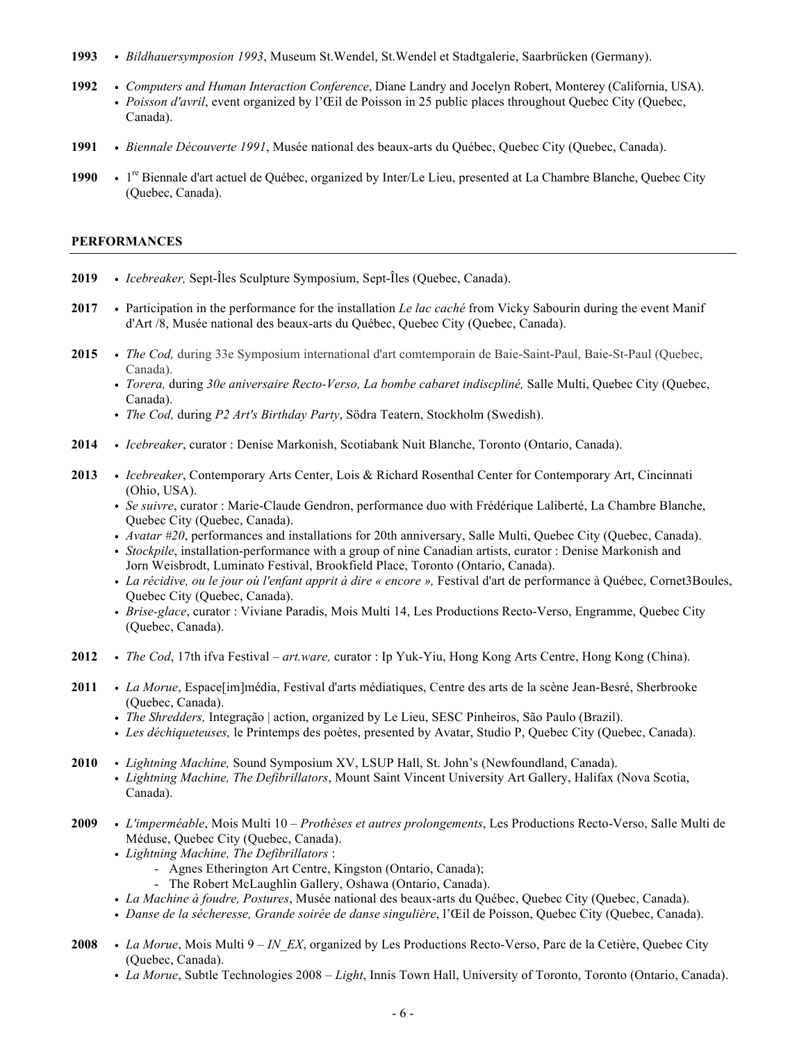**1993** • *Bildhauersymposion 1993*, Museum St.Wendel, St.Wendel et Stadtgalerie, Saarbrücken (Germany).

**1992** • *Computers and Human Interaction Conference*, Diane Landry and Jocelyn Robert, Monterey (California, USA).
• *Poisson d'avril*, event organized by l'Œil de Poisson in 25 public places throughout Quebec City (Quebec, Canada).

**1991** • *Biennale Découverte 1991*, Musée national des beaux-arts du Québec, Quebec City (Quebec, Canada).

**1990** • 1re Biennale d'art actuel de Québec, organized by Inter/Le Lieu, presented at La Chambre Blanche, Quebec City (Quebec, Canada).

## PERFORMANCES

**2019** • *Icebreaker,* Sept-Îles Sculpture Symposium, Sept-Îles (Quebec, Canada).

**2017** • Participation in the performance for the installation *Le lac caché* from Vicky Sabourin during the event Manif d'Art /8, Musée national des beaux-arts du Québec, Quebec City (Quebec, Canada).

**2015** • *The Cod,* during 33e Symposium international d'art comtemporain de Baie-Saint-Paul, Baie-St-Paul (Quebec, Canada).
• *Torera,* during *30e aniversaire Recto-Verso, La bombe cabaret indiscpliné,* Salle Multi, Quebec City (Quebec, Canada).
• *The Cod,* during *P2 Art's Birthday Party*, Södra Teatern, Stockholm (Swedish).

**2014** • *Icebreaker*, curator : Denise Markonish, Scotiabank Nuit Blanche, Toronto (Ontario, Canada).

**2013** • *Icebreaker*, Contemporary Arts Center, Lois & Richard Rosenthal Center for Contemporary Art, Cincinnati (Ohio, USA).
• *Se suivre*, curator : Marie-Claude Gendron, performance duo with Frédérique Laliberté, La Chambre Blanche, Quebec City (Quebec, Canada).
• *Avatar #20*, performances and installations for 20th anniversary, Salle Multi, Quebec City (Quebec, Canada).
• *Stockpile*, installation-performance with a group of nine Canadian artists, curator : Denise Markonish and Jorn Weisbrodt, Luminato Festival, Brookfield Place, Toronto (Ontario, Canada).
• *La récidive, ou le jour où l'enfant apprit à dire « encore »,* Festival d'art de performance à Québec, Cornet3Boules, Quebec City (Quebec, Canada).
• *Brise-glace*, curator : Viviane Paradis, Mois Multi 14, Les Productions Recto-Verso, Engramme, Quebec City (Quebec, Canada).

**2012** • *The Cod*, 17th ifva Festival – *art.ware,* curator : Ip Yuk-Yiu, Hong Kong Arts Centre, Hong Kong (China).

**2011** • *La Morue*, Espace[im]média, Festival d'arts médiatiques, Centre des arts de la scène Jean-Besré, Sherbrooke (Quebec, Canada).
• *The Shredders,* Integração | action, organized by Le Lieu, SESC Pinheiros, São Paulo (Brazil).
• *Les déchiqueteuses,* le Printemps des poètes, presented by Avatar, Studio P, Quebec City (Quebec, Canada).

**2010** • *Lightning Machine,* Sound Symposium XV, LSUP Hall, St. John's (Newfoundland, Canada).
• *Lightning Machine, The Defibrillators*, Mount Saint Vincent University Art Gallery, Halifax (Nova Scotia, Canada).

**2009** • *L'imperméable*, Mois Multi 10 – *Prothèses et autres prolongements*, Les Productions Recto-Verso, Salle Multi de Méduse, Quebec City (Quebec, Canada).
• *Lightning Machine, The Defibrillators* :
  - Agnes Etherington Art Centre, Kingston (Ontario, Canada);
  - The Robert McLaughlin Gallery, Oshawa (Ontario, Canada).
• *La Machine à foudre, Postures*, Musée national des beaux-arts du Québec, Quebec City (Quebec, Canada).
• *Danse de la sécheresse, Grande soirée de danse singulière*, l'Œil de Poisson, Quebec City (Quebec, Canada).

**2008** • *La Morue*, Mois Multi 9 – *IN_EX*, organized by Les Productions Recto-Verso, Parc de la Cetière, Quebec City (Quebec, Canada).
• *La Morue*, Subtle Technologies 2008 – *Light*, Innis Town Hall, University of Toronto, Toronto (Ontario, Canada).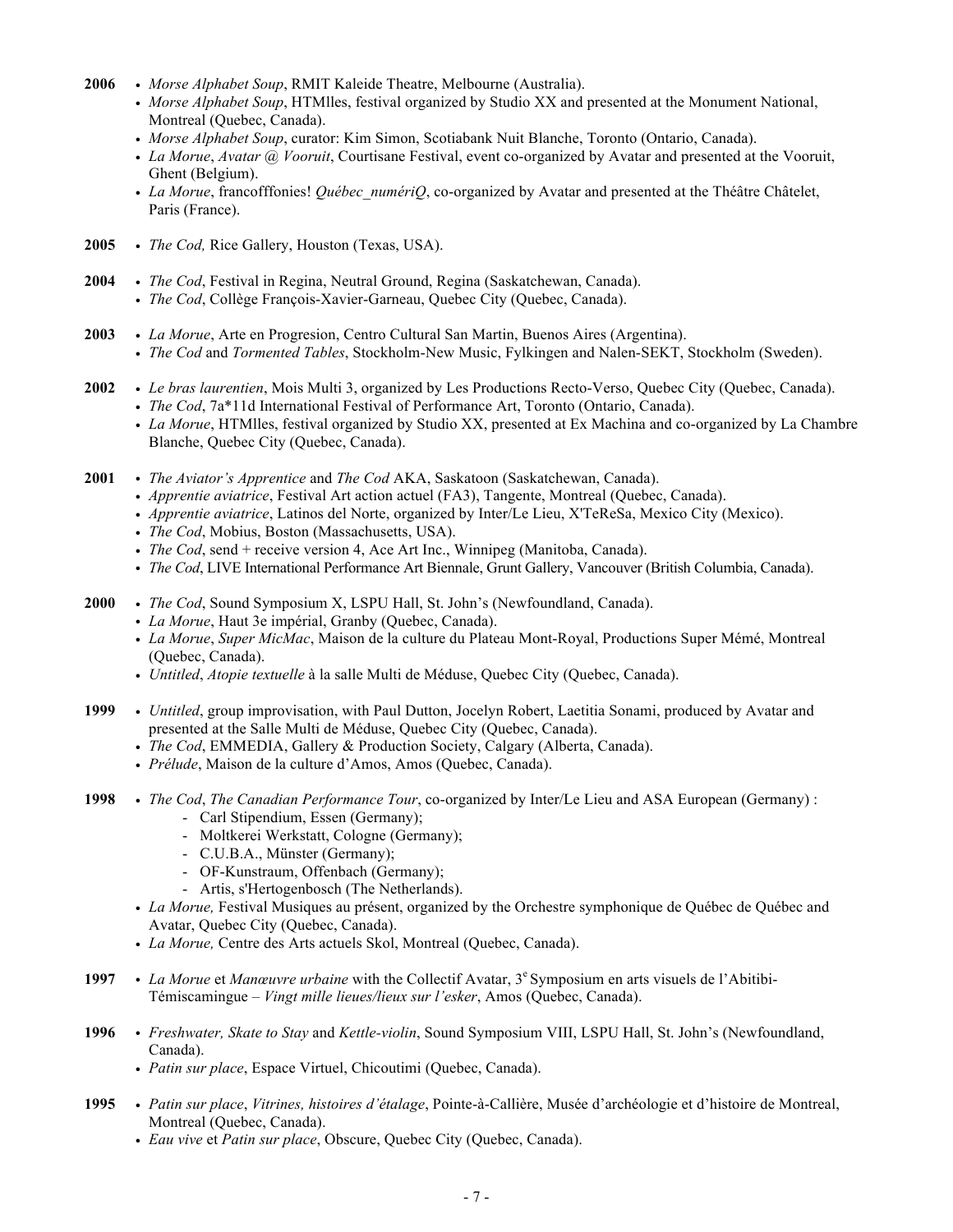**2006**

- *Morse Alphabet Soup*, RMIT Kaleide Theatre, Melbourne (Australia).
- *Morse Alphabet Soup*, HTMlles, festival organized by Studio XX and presented at the Monument National, Montreal (Quebec, Canada).
- *Morse Alphabet Soup*, curator: Kim Simon, Scotiabank Nuit Blanche, Toronto (Ontario, Canada).
- *La Morue*, *Avatar @ Vooruit*, Courtisane Festival, event co-organized by Avatar and presented at the Vooruit, Ghent (Belgium).
- *La Morue*, francofffonies! *Québec_numériQ*, co-organized by Avatar and presented at the Théâtre Châtelet, Paris (France).

**2005**

- *The Cod,* Rice Gallery, Houston (Texas, USA).

**2004**

- *The Cod*, Festival in Regina, Neutral Ground, Regina (Saskatchewan, Canada).
- *The Cod*, Collège François-Xavier-Garneau, Quebec City (Quebec, Canada).

**2003**

- *La Morue*, Arte en Progresion, Centro Cultural San Martin, Buenos Aires (Argentina).
- *The Cod* and *Tormented Tables*, Stockholm-New Music, Fylkingen and Nalen-SEKT, Stockholm (Sweden).

**2002**

- *Le bras laurentien*, Mois Multi 3, organized by Les Productions Recto-Verso, Quebec City (Quebec, Canada).
- *The Cod*, 7a*11d International Festival of Performance Art, Toronto (Ontario, Canada).
- *La Morue*, HTMlles, festival organized by Studio XX, presented at Ex Machina and co-organized by La Chambre Blanche, Quebec City (Quebec, Canada).

**2001**

- *The Aviator's Apprentice* and *The Cod* AKA, Saskatoon (Saskatchewan, Canada).
- *Apprentie aviatrice*, Festival Art action actuel (FA3), Tangente, Montreal (Quebec, Canada).
- *Apprentie aviatrice*, Latinos del Norte, organized by Inter/Le Lieu, X'TeReSa, Mexico City (Mexico).
- *The Cod*, Mobius, Boston (Massachusetts, USA).
- *The Cod*, send + receive version 4, Ace Art Inc., Winnipeg (Manitoba, Canada).
- *The Cod*, LIVE International Performance Art Biennale, Grunt Gallery, Vancouver (British Columbia, Canada).

**2000**

- *The Cod*, Sound Symposium X, LSPU Hall, St. John's (Newfoundland, Canada).
- *La Morue*, Haut 3e impérial, Granby (Quebec, Canada).
- *La Morue*, *Super MicMac*, Maison de la culture du Plateau Mont-Royal, Productions Super Mémé, Montreal (Quebec, Canada).
- *Untitled*, *Atopie textuelle* à la salle Multi de Méduse, Quebec City (Quebec, Canada).

**1999**

- *Untitled*, group improvisation, with Paul Dutton, Jocelyn Robert, Laetitia Sonami, produced by Avatar and presented at the Salle Multi de Méduse, Quebec City (Quebec, Canada).
- *The Cod*, EMMEDIA, Gallery & Production Society, Calgary (Alberta, Canada).
- *Prélude*, Maison de la culture d'Amos, Amos (Quebec, Canada).

**1998**

- *The Cod*, *The Canadian Performance Tour*, co-organized by Inter/Le Lieu and ASA European (Germany) :
  - Carl Stipendium, Essen (Germany);
  - Moltkerei Werkstatt, Cologne (Germany);
  - C.U.B.A., Münster (Germany);
  - OF-Kunstraum, Offenbach (Germany);
  - Artis, s'Hertogenbosch (The Netherlands).
- *La Morue,* Festival Musiques au présent, organized by the Orchestre symphonique de Québec de Québec and Avatar, Quebec City (Quebec, Canada).
- *La Morue,* Centre des Arts actuels Skol, Montreal (Quebec, Canada).

**1997**

- *La Morue* et *Manœuvre urbaine* with the Collectif Avatar, 3e Symposium en arts visuels de l'Abitibi-Témiscamingue – *Vingt mille lieues/lieux sur l'esker*, Amos (Quebec, Canada).

**1996**

- *Freshwater, Skate to Stay* and *Kettle-violin*, Sound Symposium VIII, LSPU Hall, St. John's (Newfoundland, Canada).
- *Patin sur place*, Espace Virtuel, Chicoutimi (Quebec, Canada).

**1995**

- *Patin sur place*, *Vitrines, histoires d'étalage*, Pointe-à-Callière, Musée d'archéologie et d'histoire de Montreal, Montreal (Quebec, Canada).
- *Eau vive* et *Patin sur place*, Obscure, Quebec City (Quebec, Canada).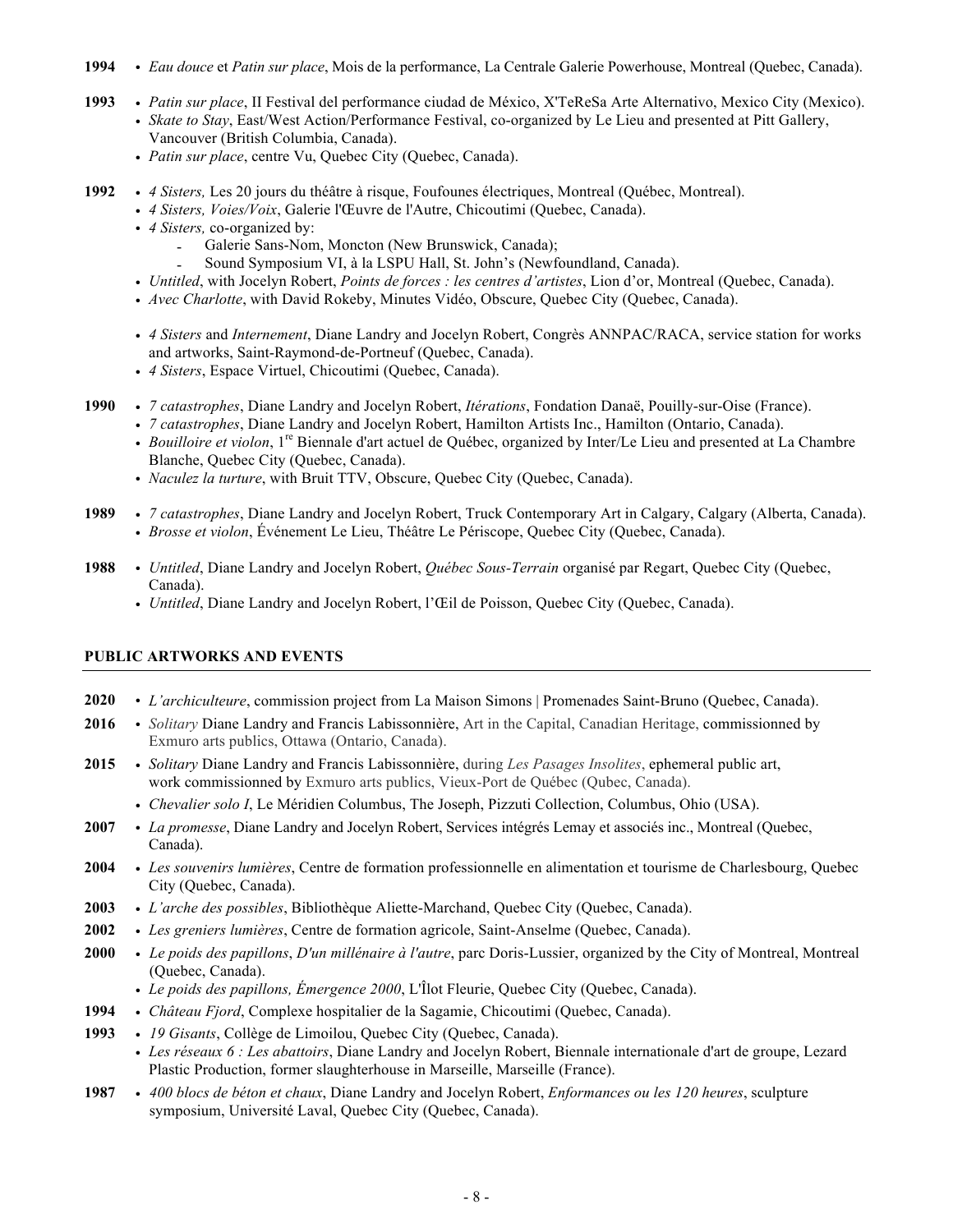**1994**
- *Eau douce* et *Patin sur place*, Mois de la performance, La Centrale Galerie Powerhouse, Montreal (Quebec, Canada).

**1993**
- *Patin sur place*, II Festival del performance ciudad de México, X'TeReSa Arte Alternativo, Mexico City (Mexico).
- *Skate to Stay*, East/West Action/Performance Festival, co-organized by Le Lieu and presented at Pitt Gallery, Vancouver (British Columbia, Canada).
- *Patin sur place*, centre Vu, Quebec City (Quebec, Canada).

**1992**
- *4 Sisters,* Les 20 jours du théâtre à risque, Foufounes électriques, Montreal (Québec, Montreal).
- *4 Sisters, Voies/Voix*, Galerie l'Œuvre de l'Autre, Chicoutimi (Quebec, Canada).
- *4 Sisters,* co-organized by:
  - Galerie Sans-Nom, Moncton (New Brunswick, Canada);
  - Sound Symposium VI, à la LSPU Hall, St. John's (Newfoundland, Canada).
- *Untitled*, with Jocelyn Robert, *Points de forces : les centres d'artistes*, Lion d'or, Montreal (Quebec, Canada).
- *Avec Charlotte*, with David Rokeby, Minutes Vidéo, Obscure, Quebec City (Quebec, Canada).
- *4 Sisters* and *Internement*, Diane Landry and Jocelyn Robert, Congrès ANNPAC/RACA, service station for works and artworks, Saint-Raymond-de-Portneuf (Quebec, Canada).
- *4 Sisters*, Espace Virtuel, Chicoutimi (Quebec, Canada).

**1990**
- *7 catastrophes*, Diane Landry and Jocelyn Robert, *Itérations*, Fondation Danaë, Pouilly-sur-Oise (France).
- *7 catastrophes*, Diane Landry and Jocelyn Robert, Hamilton Artists Inc., Hamilton (Ontario, Canada).
- *Bouilloire et violon*, 1re Biennale d'art actuel de Québec, organized by Inter/Le Lieu and presented at La Chambre Blanche, Quebec City (Quebec, Canada).
- *Naculez la turture*, with Bruit TTV, Obscure, Quebec City (Quebec, Canada).

**1989**
- *7 catastrophes*, Diane Landry and Jocelyn Robert, Truck Contemporary Art in Calgary, Calgary (Alberta, Canada).
- *Brosse et violon*, Événement Le Lieu, Théâtre Le Périscope, Quebec City (Quebec, Canada).

**1988**
- *Untitled*, Diane Landry and Jocelyn Robert, *Québec Sous-Terrain* organisé par Regart, Quebec City (Quebec, Canada).
- *Untitled*, Diane Landry and Jocelyn Robert, l'Œil de Poisson, Quebec City (Quebec, Canada).

## PUBLIC ARTWORKS AND EVENTS

**2020**
- *L'archiculteure*, commission project from La Maison Simons | Promenades Saint-Bruno (Quebec, Canada).

**2016**
- *Solitary* Diane Landry and Francis Labissonnière, Art in the Capital, Canadian Heritage, commissionned by Exmuro arts publics, Ottawa (Ontario, Canada).

**2015**
- *Solitary* Diane Landry and Francis Labissonnière, during *Les Pasages Insolites*, ephemeral public art, work commissionned by Exmuro arts publics, Vieux-Port de Québec (Qubec, Canada).
- *Chevalier solo I*, Le Méridien Columbus, The Joseph, Pizzuti Collection, Columbus, Ohio (USA).

**2007**
- *La promesse*, Diane Landry and Jocelyn Robert, Services intégrés Lemay et associés inc., Montreal (Quebec, Canada).

**2004**
- *Les souvenirs lumières*, Centre de formation professionnelle en alimentation et tourisme de Charlesbourg, Quebec City (Quebec, Canada).

**2003**
- *L'arche des possibles*, Bibliothèque Aliette-Marchand, Quebec City (Quebec, Canada).

**2002**
- *Les greniers lumières*, Centre de formation agricole, Saint-Anselme (Quebec, Canada).

**2000**
- *Le poids des papillons*, *D'un millénaire à l'autre*, parc Doris-Lussier, organized by the City of Montreal, Montreal (Quebec, Canada).
- *Le poids des papillons, Émergence 2000*, L'Îlot Fleurie, Quebec City (Quebec, Canada).

**1994**
- *Château Fjord*, Complexe hospitalier de la Sagamie, Chicoutimi (Quebec, Canada).

**1993**
- *19 Gisants*, Collège de Limoilou, Quebec City (Quebec, Canada).
- *Les réseaux 6 : Les abattoirs*, Diane Landry and Jocelyn Robert, Biennale internationale d'art de groupe, Lezard Plastic Production, former slaughterhouse in Marseille, Marseille (France).

**1987**
- *400 blocs de béton et chaux*, Diane Landry and Jocelyn Robert, *Enformances ou les 120 heures*, sculpture symposium, Université Laval, Quebec City (Quebec, Canada).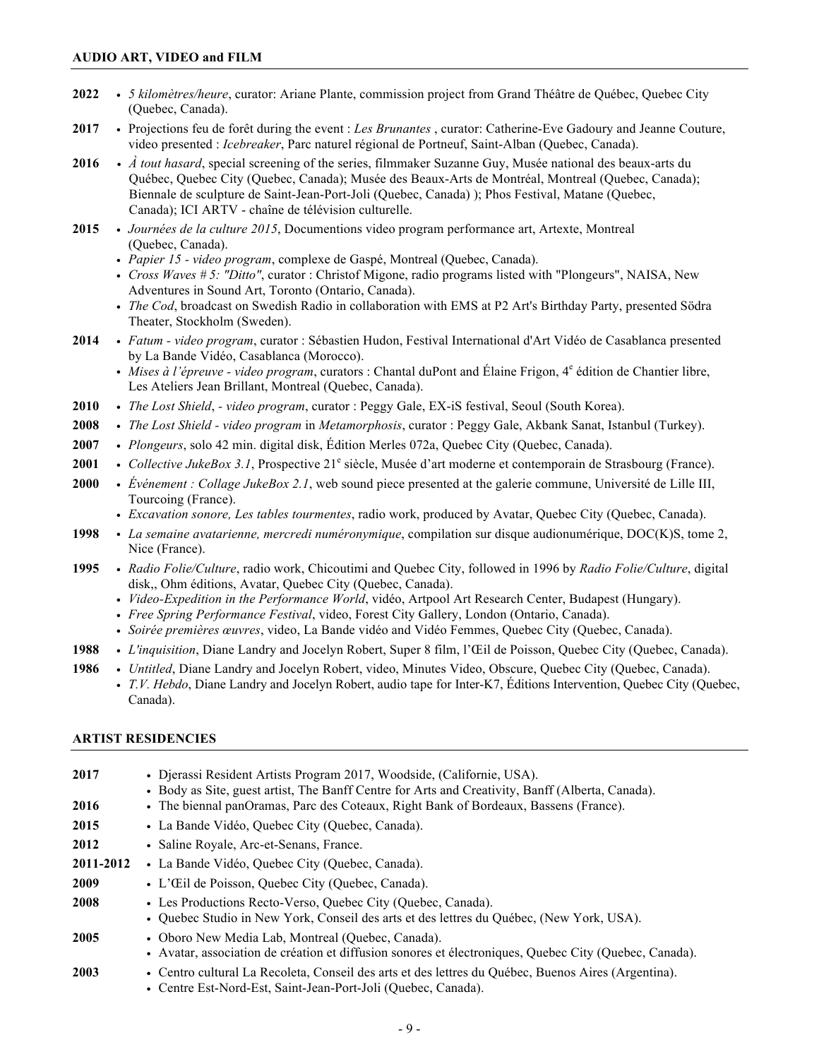## AUDIO ART, VIDEO and FILM

**2022**
- *5 kilomètres/heure*, curator: Ariane Plante, commission project from Grand Théâtre de Québec, Quebec City (Quebec, Canada).

**2017**
- Projections feu de forêt during the event : *Les Brunantes* , curator: Catherine-Eve Gadoury and Jeanne Couture, video presented : *Icebreaker*, Parc naturel régional de Portneuf, Saint-Alban (Quebec, Canada).

**2016**
- *À tout hasard*, special screening of the series, filmmaker Suzanne Guy, Musée national des beaux-arts du Québec, Quebec City (Quebec, Canada); Musée des Beaux-Arts de Montréal, Montreal (Quebec, Canada); Biennale de sculpture de Saint-Jean-Port-Joli (Quebec, Canada) ); Phos Festival, Matane (Quebec, Canada); ICI ARTV - chaîne de télévision culturelle.

**2015**
- *Journées de la culture 2015*, Documentions video program performance art, Artexte, Montreal (Quebec, Canada).
- *Papier 15 - video program*, complexe de Gaspé, Montreal (Quebec, Canada).
- *Cross Waves # 5: "Ditto"*, curator : Christof Migone, radio programs listed with "Plongeurs", NAISA, New Adventures in Sound Art, Toronto (Ontario, Canada).
- *The Cod*, broadcast on Swedish Radio in collaboration with EMS at P2 Art's Birthday Party, presented Södra Theater, Stockholm (Sweden).

**2014**
- *Fatum - video program*, curator : Sébastien Hudon, Festival International d'Art Vidéo de Casablanca presented by La Bande Vidéo, Casablanca (Morocco).
- *Mises à l'épreuve - video program*, curators : Chantal duPont and Élaine Frigon, 4[e] édition de Chantier libre, Les Ateliers Jean Brillant, Montreal (Quebec, Canada).

**2010**
- *The Lost Shield*, *- video program*, curator : Peggy Gale, EX-iS festival, Seoul (South Korea).

**2008**
- *The Lost Shield - video program* in *Metamorphosis*, curator : Peggy Gale, Akbank Sanat, Istanbul (Turkey).

**2007**
- *Plongeurs*, solo 42 min. digital disk, Édition Merles 072a, Quebec City (Quebec, Canada).

**2001**
- *Collective JukeBox 3.1*, Prospective 21[e] siècle, Musée d'art moderne et contemporain de Strasbourg (France).

**2000**
- *Événement : Collage JukeBox 2.1*, web sound piece presented at the galerie commune, Université de Lille III, Tourcoing (France).
- *Excavation sonore, Les tables tourmentes*, radio work, produced by Avatar, Quebec City (Quebec, Canada).

**1998**
- *La semaine avatarienne, mercredi numéronymique*, compilation sur disque audionumérique, DOC(K)S, tome 2, Nice (France).

**1995**
- *Radio Folie/Culture*, radio work, Chicoutimi and Quebec City, followed in 1996 by *Radio Folie/Culture*, digital disk,, Ohm éditions, Avatar, Quebec City (Quebec, Canada).
- *Video-Expedition in the Performance World*, vidéo, Artpool Art Research Center, Budapest (Hungary).
- *Free Spring Performance Festival*, video, Forest City Gallery, London (Ontario, Canada).
- *Soirée premières œuvres*, video, La Bande vidéo and Vidéo Femmes, Quebec City (Quebec, Canada).

**1988**
- *L'inquisition*, Diane Landry and Jocelyn Robert, Super 8 film, l'Œil de Poisson, Quebec City (Quebec, Canada).

**1986**
- *Untitled*, Diane Landry and Jocelyn Robert, video, Minutes Video, Obscure, Quebec City (Quebec, Canada).
- *T.V. Hebdo*, Diane Landry and Jocelyn Robert, audio tape for Inter-K7, Éditions Intervention, Quebec City (Quebec, Canada).

## ARTIST RESIDENCIES

**2017**
- Djerassi Resident Artists Program 2017, Woodside, (Californie, USA).
- Body as Site, guest artist, The Banff Centre for Arts and Creativity, Banff (Alberta, Canada).

**2016**
- The biennal panOramas, Parc des Coteaux, Right Bank of Bordeaux, Bassens (France).

**2015**
- La Bande Vidéo, Quebec City (Quebec, Canada).

**2012**
- Saline Royale, Arc-et-Senans, France.

**2011-2012**
- La Bande Vidéo, Quebec City (Quebec, Canada).

**2009**
- L'Œil de Poisson, Quebec City (Quebec, Canada).

**2008**
- Les Productions Recto-Verso, Quebec City (Quebec, Canada).
- Quebec Studio in New York, Conseil des arts et des lettres du Québec, (New York, USA).

**2005**
- Oboro New Media Lab, Montreal (Quebec, Canada).
- Avatar, association de création et diffusion sonores et électroniques, Quebec City (Quebec, Canada).

**2003**
- Centro cultural La Recoleta, Conseil des arts et des lettres du Québec, Buenos Aires (Argentina).
- Centre Est-Nord-Est, Saint-Jean-Port-Joli (Quebec, Canada).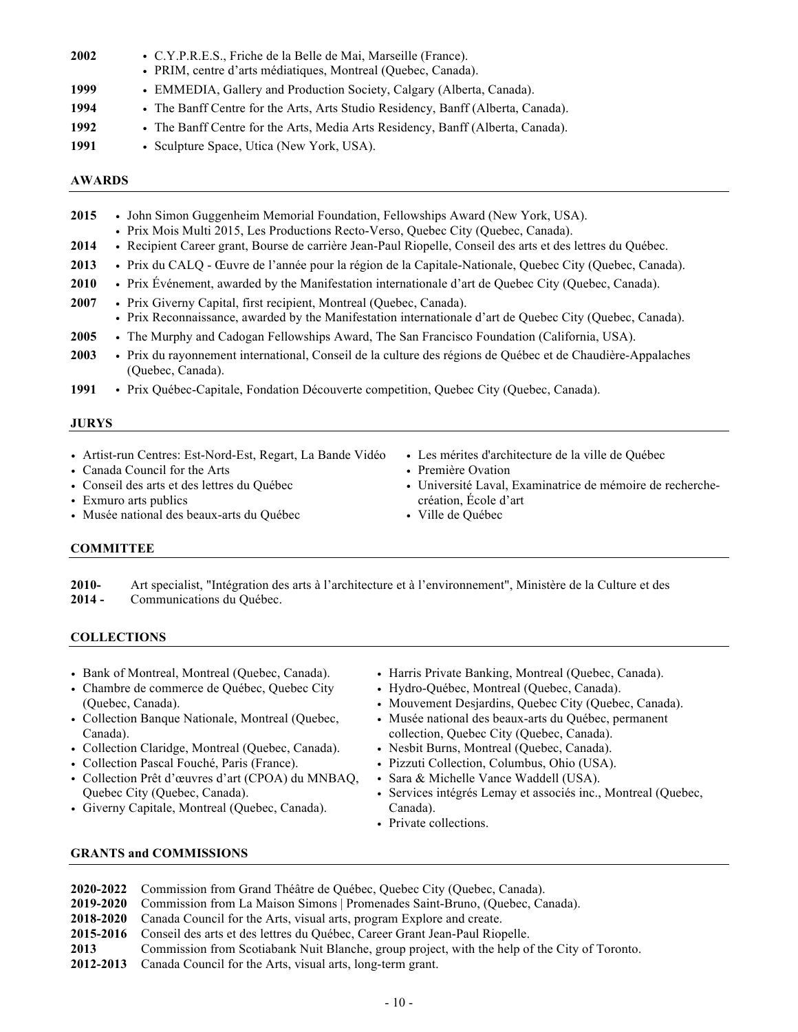**2002**
- C.Y.P.R.E.S., Friche de la Belle de Mai, Marseille (France).
- PRIM, centre d'arts médiatiques, Montreal (Quebec, Canada).

**1999**
- EMMEDIA, Gallery and Production Society, Calgary (Alberta, Canada).

**1994**
- The Banff Centre for the Arts, Arts Studio Residency, Banff (Alberta, Canada).

**1992**
- The Banff Centre for the Arts, Media Arts Residency, Banff (Alberta, Canada).

**1991**
- Sculpture Space, Utica (New York, USA).

## AWARDS

**2015**
- John Simon Guggenheim Memorial Foundation, Fellowships Award (New York, USA).
- Prix Mois Multi 2015, Les Productions Recto-Verso, Quebec City (Quebec, Canada).

**2014**
- Recipient Career grant, Bourse de carrière Jean-Paul Riopelle, Conseil des arts et des lettres du Québec.

**2013**
- Prix du CALQ - Œuvre de l'année pour la région de la Capitale-Nationale, Quebec City (Quebec, Canada).

**2010**
- Prix Événement, awarded by the Manifestation internationale d'art de Quebec City (Quebec, Canada).

**2007**
- Prix Giverny Capital, first recipient, Montreal (Quebec, Canada).
- Prix Reconnaissance, awarded by the Manifestation internationale d'art de Quebec City (Quebec, Canada).

**2005**
- The Murphy and Cadogan Fellowships Award, The San Francisco Foundation (California, USA).

**2003**
- Prix du rayonnement international, Conseil de la culture des régions de Québec et de Chaudière-Appalaches (Quebec, Canada).

**1991**
- Prix Québec-Capitale, Fondation Découverte competition, Quebec City (Quebec, Canada).

## JURYS

- Artist-run Centres: Est-Nord-Est, Regart, La Bande Vidéo
- Canada Council for the Arts
- Conseil des arts et des lettres du Québec
- Exmuro arts publics
- Musée national des beaux-arts du Québec
- Les mérites d'architecture de la ville de Québec
- Première Ovation
- Université Laval, Examinatrice de mémoire de recherche-création, École d'art
- Ville de Québec

## COMMITTEE

**2010-**
**2014 -** Art specialist, "Intégration des arts à l'architecture et à l'environnement", Ministère de la Culture et des Communications du Québec.

## COLLECTIONS

- Bank of Montreal, Montreal (Quebec, Canada).
- Chambre de commerce de Québec, Quebec City (Quebec, Canada).
- Collection Banque Nationale, Montreal (Quebec, Canada).
- Collection Claridge, Montreal (Quebec, Canada).
- Collection Pascal Fouché, Paris (France).
- Collection Prêt d'œuvres d'art (CPOA) du MNBAQ, Quebec City (Quebec, Canada).
- Giverny Capitale, Montreal (Quebec, Canada).
- Harris Private Banking, Montreal (Quebec, Canada).
- Hydro-Québec, Montreal (Quebec, Canada).
- Mouvement Desjardins, Quebec City (Quebec, Canada).
- Musée national des beaux-arts du Québec, permanent collection, Quebec City (Quebec, Canada).
- Nesbit Burns, Montreal (Quebec, Canada).
- Pizzuti Collection, Columbus, Ohio (USA).
- Sara & Michelle Vance Waddell (USA).
- Services intégrés Lemay et associés inc., Montreal (Quebec, Canada).
- Private collections.

## GRANTS and COMMISSIONS

**2020-2022** Commission from Grand Théâtre de Québec, Quebec City (Quebec, Canada).
**2019-2020** Commission from La Maison Simons | Promenades Saint-Bruno, (Quebec, Canada).
**2018-2020** Canada Council for the Arts, visual arts, program Explore and create.
**2015-2016** Conseil des arts et des lettres du Québec, Career Grant Jean-Paul Riopelle.
**2013** Commission from Scotiabank Nuit Blanche, group project, with the help of the City of Toronto.
**2012-2013** Canada Council for the Arts, visual arts, long-term grant.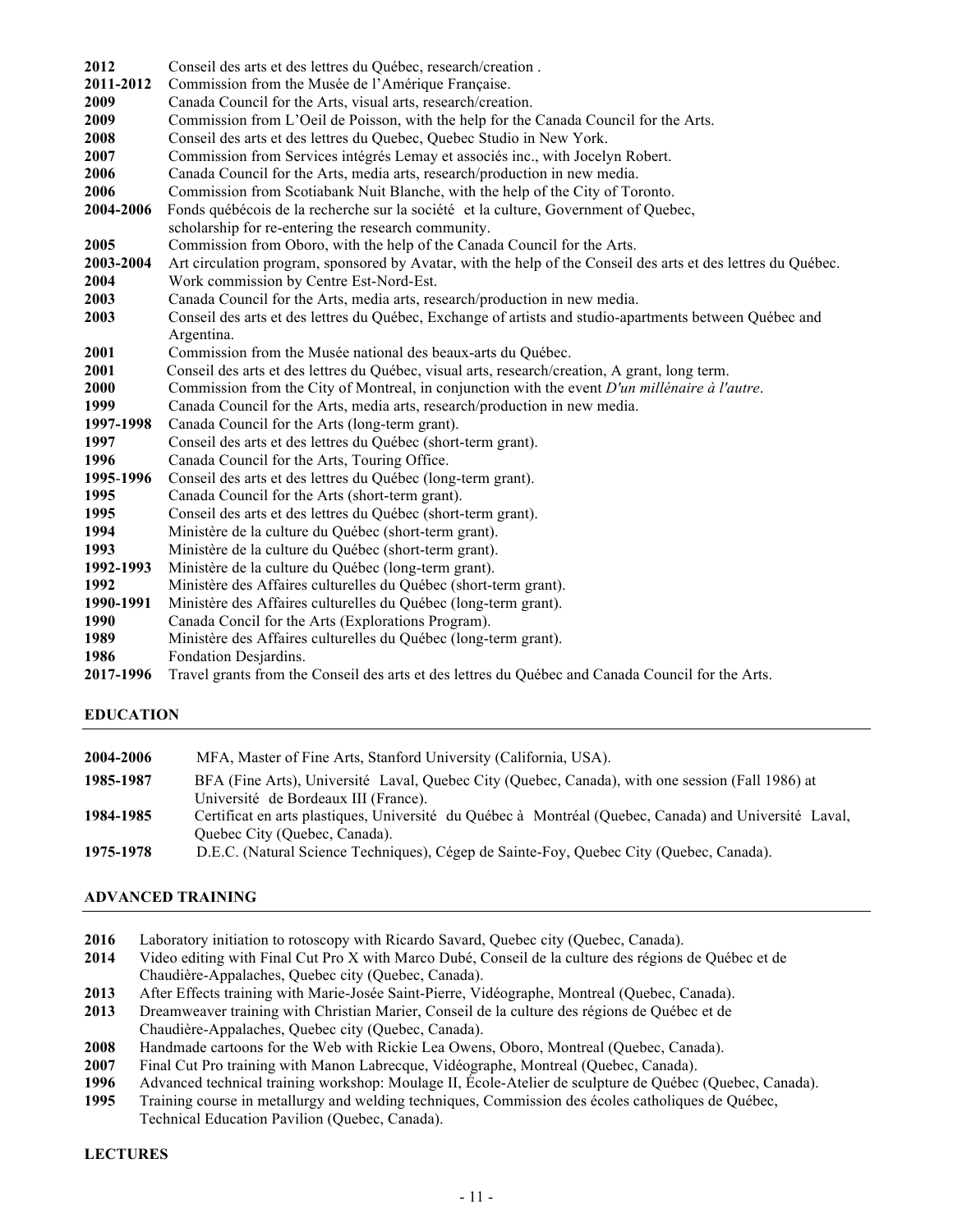**2012** Conseil des arts et des lettres du Québec, research/creation .
**2011-2012** Commission from the Musée de l'Amérique Française.
**2009** Canada Council for the Arts, visual arts, research/creation.
**2009** Commission from L'Oeil de Poisson, with the help for the Canada Council for the Arts.
**2008** Conseil des arts et des lettres du Quebec, Quebec Studio in New York.
**2007** Commission from Services intégrés Lemay et associés inc., with Jocelyn Robert.
**2006** Canada Council for the Arts, media arts, research/production in new media.
**2006** Commission from Scotiabank Nuit Blanche, with the help of the City of Toronto.
**2004-2006** Fonds québécois de la recherche sur la société et la culture, Government of Quebec, scholarship for re-entering the research community.
**2005** Commission from Oboro, with the help of the Canada Council for the Arts.
**2003-2004** Art circulation program, sponsored by Avatar, with the help of the Conseil des arts et des lettres du Québec.
**2004** Work commission by Centre Est-Nord-Est.
**2003** Canada Council for the Arts, media arts, research/production in new media.
**2003** Conseil des arts et des lettres du Québec, Exchange of artists and studio-apartments between Québec and Argentina.
**2001** Commission from the Musée national des beaux-arts du Québec.
**2001** Conseil des arts et des lettres du Québec, visual arts, research/creation, A grant, long term.
**2000** Commission from the City of Montreal, in conjunction with the event *D'un millénaire à l'autre*.
**1999** Canada Council for the Arts, media arts, research/production in new media.
**1997-1998** Canada Council for the Arts (long-term grant).
**1997** Conseil des arts et des lettres du Québec (short-term grant).
**1996** Canada Council for the Arts, Touring Office.
**1995-1996** Conseil des arts et des lettres du Québec (long-term grant).
**1995** Canada Council for the Arts (short-term grant).
**1995** Conseil des arts et des lettres du Québec (short-term grant).
**1994** Ministère de la culture du Québec (short-term grant).
**1993** Ministère de la culture du Québec (short-term grant).
**1992-1993** Ministère de la culture du Québec (long-term grant).
**1992** Ministère des Affaires culturelles du Québec (short-term grant).
**1990-1991** Ministère des Affaires culturelles du Québec (long-term grant).
**1990** Canada Concil for the Arts (Explorations Program).
**1989** Ministère des Affaires culturelles du Québec (long-term grant).
**1986** Fondation Desjardins.
**2017-1996** Travel grants from the Conseil des arts et des lettres du Québec and Canada Council for the Arts.

## EDUCATION

**2004-2006** MFA, Master of Fine Arts, Stanford University (California, USA).
**1985-1987** BFA (Fine Arts), Université Laval, Quebec City (Quebec, Canada), with one session (Fall 1986) at Université de Bordeaux III (France).
**1984-1985** Certificat en arts plastiques, Université du Québec à Montréal (Quebec, Canada) and Université Laval, Quebec City (Quebec, Canada).
**1975-1978** D.E.C. (Natural Science Techniques), Cégep de Sainte-Foy, Quebec City (Quebec, Canada).

## ADVANCED TRAINING

**2016** Laboratory initiation to rotoscopy with Ricardo Savard, Quebec city (Quebec, Canada).
**2014** Video editing with Final Cut Pro X with Marco Dubé, Conseil de la culture des régions de Québec et de Chaudière-Appalaches, Quebec city (Quebec, Canada).
**2013** After Effects training with Marie-Josée Saint-Pierre, Vidéographe, Montreal (Quebec, Canada).
**2013** Dreamweaver training with Christian Marier, Conseil de la culture des régions de Québec et de Chaudière-Appalaches, Quebec city (Quebec, Canada).
**2008** Handmade cartoons for the Web with Rickie Lea Owens, Oboro, Montreal (Quebec, Canada).
**2007** Final Cut Pro training with Manon Labrecque, Vidéographe, Montreal (Quebec, Canada).
**1996** Advanced technical training workshop: Moulage II, École-Atelier de sculpture de Québec (Quebec, Canada).
**1995** Training course in metallurgy and welding techniques, Commission des écoles catholiques de Québec, Technical Education Pavilion (Quebec, Canada).

## LECTURES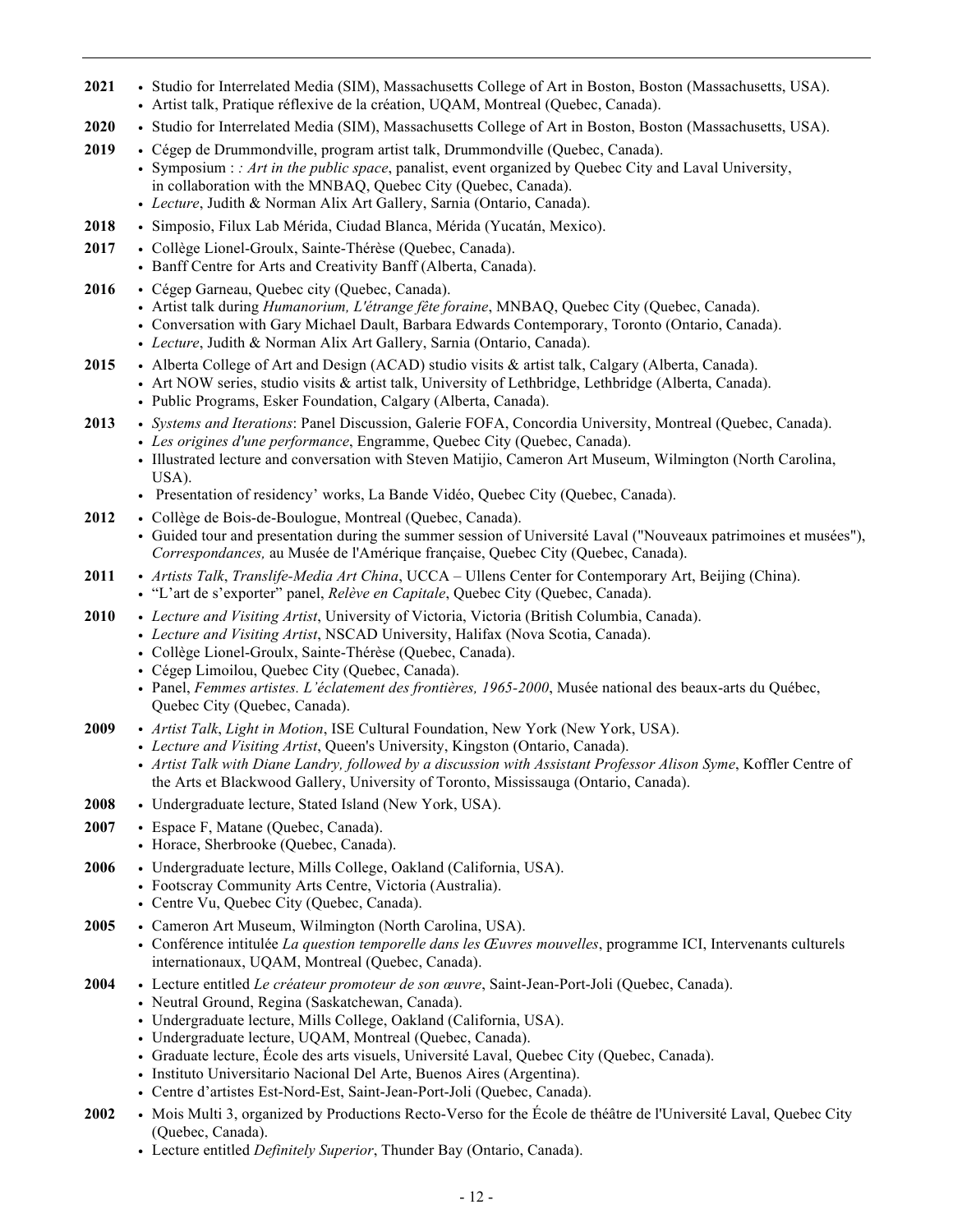**2021**
- Studio for Interrelated Media (SIM), Massachusetts College of Art in Boston, Boston (Massachusetts, USA).
- Artist talk, Pratique réflexive de la création, UQAM, Montreal (Quebec, Canada).

**2020**
- Studio for Interrelated Media (SIM), Massachusetts College of Art in Boston, Boston (Massachusetts, USA).

**2019**
- Cégep de Drummondville, program artist talk, Drummondville (Quebec, Canada).
- Symposium : *: Art in the public space*, panalist, event organized by Quebec City and Laval University, in collaboration with the MNBAQ, Quebec City (Quebec, Canada).
- *Lecture*, Judith & Norman Alix Art Gallery, Sarnia (Ontario, Canada).

**2018**
- Simposio, Filux Lab Mérida, Ciudad Blanca, Mérida (Yucatán, Mexico).

**2017**
- Collège Lionel-Groulx, Sainte-Thérèse (Quebec, Canada).
- Banff Centre for Arts and Creativity Banff (Alberta, Canada).

**2016**
- Cégep Garneau, Quebec city (Quebec, Canada).
- Artist talk during *Humanorium, L'étrange fête foraine*, MNBAQ, Quebec City (Quebec, Canada).
- Conversation with Gary Michael Dault, Barbara Edwards Contemporary, Toronto (Ontario, Canada).
- *Lecture*, Judith & Norman Alix Art Gallery, Sarnia (Ontario, Canada).

**2015**
- Alberta College of Art and Design (ACAD) studio visits & artist talk, Calgary (Alberta, Canada).
- Art NOW series, studio visits & artist talk, University of Lethbridge, Lethbridge (Alberta, Canada).
- Public Programs, Esker Foundation, Calgary (Alberta, Canada).

**2013**
- *Systems and Iterations*: Panel Discussion, Galerie FOFA, Concordia University, Montreal (Quebec, Canada).
- *Les origines d'une performance*, Engramme, Quebec City (Quebec, Canada).
- Illustrated lecture and conversation with Steven Matijio, Cameron Art Museum, Wilmington (North Carolina, USA).
- Presentation of residency' works, La Bande Vidéo, Quebec City (Quebec, Canada).

**2012**
- Collège de Bois-de-Boulogue, Montreal (Quebec, Canada).
- Guided tour and presentation during the summer session of Université Laval ("Nouveaux patrimoines et musées"), *Correspondances,* au Musée de l'Amérique française, Quebec City (Quebec, Canada).

**2011**
- *Artists Talk*, *Translife-Media Art China*, UCCA – Ullens Center for Contemporary Art, Beijing (China).
- "L'art de s'exporter" panel, *Relève en Capitale*, Quebec City (Quebec, Canada).

**2010**
- *Lecture and Visiting Artist*, University of Victoria, Victoria (British Columbia, Canada).
- *Lecture and Visiting Artist*, NSCAD University, Halifax (Nova Scotia, Canada).
- Collège Lionel-Groulx, Sainte-Thérèse (Quebec, Canada).
- Cégep Limoilou, Quebec City (Quebec, Canada).
- Panel, *Femmes artistes. L'éclatement des frontières, 1965-2000*, Musée national des beaux-arts du Québec, Quebec City (Quebec, Canada).

**2009**
- *Artist Talk*, *Light in Motion*, ISE Cultural Foundation, New York (New York, USA).
- *Lecture and Visiting Artist*, Queen's University, Kingston (Ontario, Canada).
- *Artist Talk with Diane Landry, followed by a discussion with Assistant Professor Alison Syme*, Koffler Centre of the Arts et Blackwood Gallery, University of Toronto, Mississauga (Ontario, Canada).

**2008**
- Undergraduate lecture, Stated Island (New York, USA).

**2007**
- Espace F, Matane (Quebec, Canada).
- Horace, Sherbrooke (Quebec, Canada).

**2006**
- Undergraduate lecture, Mills College, Oakland (California, USA).
- Footscray Community Arts Centre, Victoria (Australia).
- Centre Vu, Quebec City (Quebec, Canada).

**2005**
- Cameron Art Museum, Wilmington (North Carolina, USA).
- Conférence intitulée *La question temporelle dans les Œuvres mouvelles*, programme ICI, Intervenants culturels internationaux, UQAM, Montreal (Quebec, Canada).

**2004**
- Lecture entitled *Le créateur promoteur de son œuvre*, Saint-Jean-Port-Joli (Quebec, Canada).
- Neutral Ground, Regina (Saskatchewan, Canada).
- Undergraduate lecture, Mills College, Oakland (California, USA).
- Undergraduate lecture, UQAM, Montreal (Quebec, Canada).
- Graduate lecture, École des arts visuels, Université Laval, Quebec City (Quebec, Canada).
- Instituto Universitario Nacional Del Arte, Buenos Aires (Argentina).
- Centre d'artistes Est-Nord-Est, Saint-Jean-Port-Joli (Quebec, Canada).

**2002**
- Mois Multi 3, organized by Productions Recto-Verso for the École de théâtre de l'Université Laval, Quebec City (Quebec, Canada).
- Lecture entitled *Definitely Superior*, Thunder Bay (Ontario, Canada).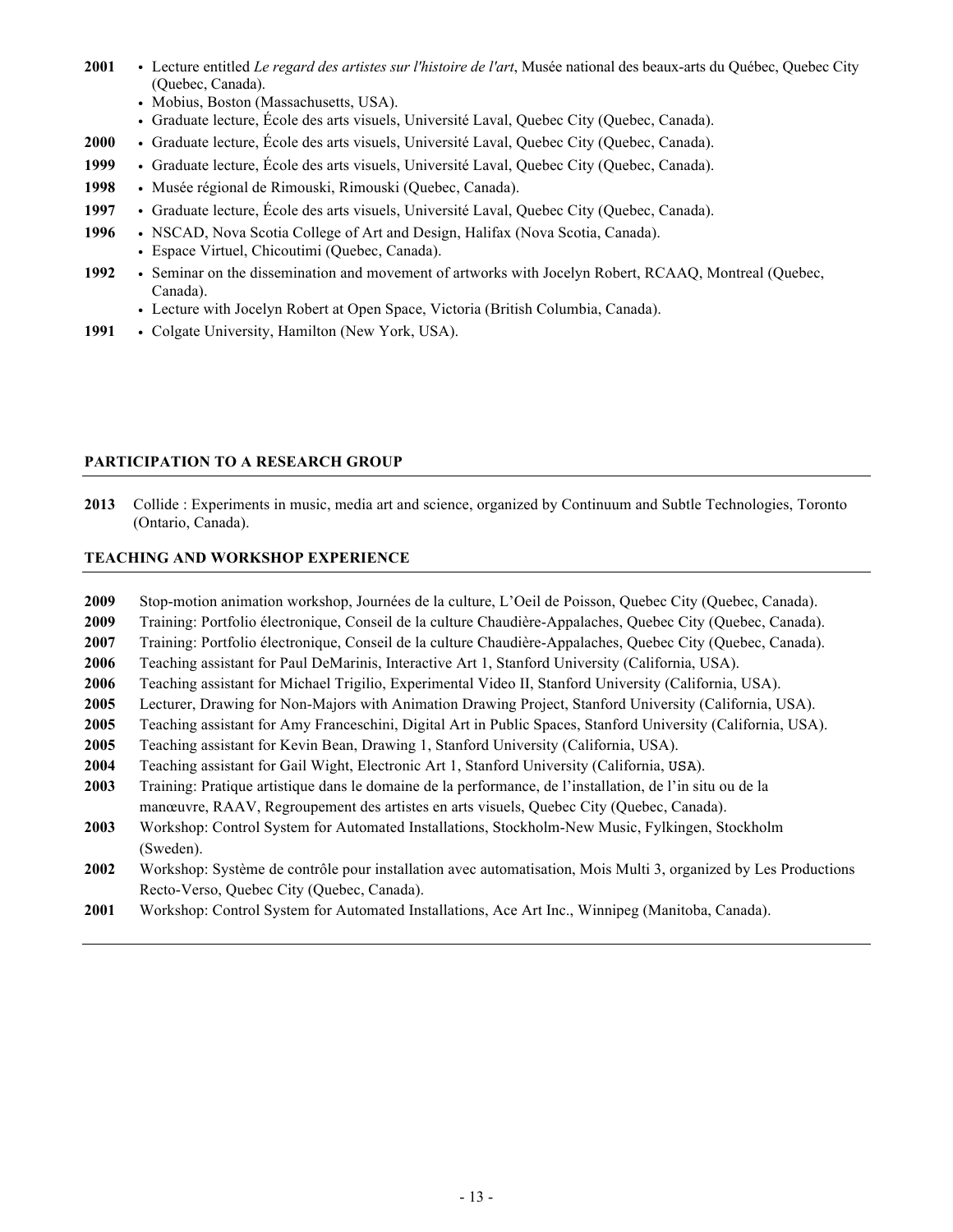**2001**
- Lecture entitled *Le regard des artistes sur l'histoire de l'art*, Musée national des beaux-arts du Québec, Quebec City (Quebec, Canada).
- Mobius, Boston (Massachusetts, USA).
- Graduate lecture, École des arts visuels, Université Laval, Quebec City (Quebec, Canada).

**2000**
- Graduate lecture, École des arts visuels, Université Laval, Quebec City (Quebec, Canada).

**1999**
- Graduate lecture, École des arts visuels, Université Laval, Quebec City (Quebec, Canada).

**1998**
- Musée régional de Rimouski, Rimouski (Quebec, Canada).

**1997**
- Graduate lecture, École des arts visuels, Université Laval, Quebec City (Quebec, Canada).

**1996**
- NSCAD, Nova Scotia College of Art and Design, Halifax (Nova Scotia, Canada).
- Espace Virtuel, Chicoutimi (Quebec, Canada).

**1992**
- Seminar on the dissemination and movement of artworks with Jocelyn Robert, RCAAQ, Montreal (Quebec, Canada).
- Lecture with Jocelyn Robert at Open Space, Victoria (British Columbia, Canada).

**1991**
- Colgate University, Hamilton (New York, USA).

## PARTICIPATION TO A RESEARCH GROUP

**2013** Collide : Experiments in music, media art and science, organized by Continuum and Subtle Technologies, Toronto (Ontario, Canada).

## TEACHING AND WORKSHOP EXPERIENCE

**2009** Stop-motion animation workshop, Journées de la culture, L'Oeil de Poisson, Quebec City (Quebec, Canada).

**2009** Training: Portfolio électronique, Conseil de la culture Chaudière-Appalaches, Quebec City (Quebec, Canada).

**2007** Training: Portfolio électronique, Conseil de la culture Chaudière-Appalaches, Quebec City (Quebec, Canada).

**2006** Teaching assistant for Paul DeMarinis, Interactive Art 1, Stanford University (California, USA).

**2006** Teaching assistant for Michael Trigilio, Experimental Video II, Stanford University (California, USA).

**2005** Lecturer, Drawing for Non-Majors with Animation Drawing Project, Stanford University (California, USA).

**2005** Teaching assistant for Amy Franceschini, Digital Art in Public Spaces, Stanford University (California, USA).

**2005** Teaching assistant for Kevin Bean, Drawing 1, Stanford University (California, USA).

**2004** Teaching assistant for Gail Wight, Electronic Art 1, Stanford University (California, USA).

**2003** Training: Pratique artistique dans le domaine de la performance, de l'installation, de l'in situ ou de la manœuvre, RAAV, Regroupement des artistes en arts visuels, Quebec City (Quebec, Canada).

**2003** Workshop: Control System for Automated Installations, Stockholm-New Music, Fylkingen, Stockholm (Sweden).

**2002** Workshop: Système de contrôle pour installation avec automatisation, Mois Multi 3, organized by Les Productions Recto-Verso, Quebec City (Quebec, Canada).

**2001** Workshop: Control System for Automated Installations, Ace Art Inc., Winnipeg (Manitoba, Canada).